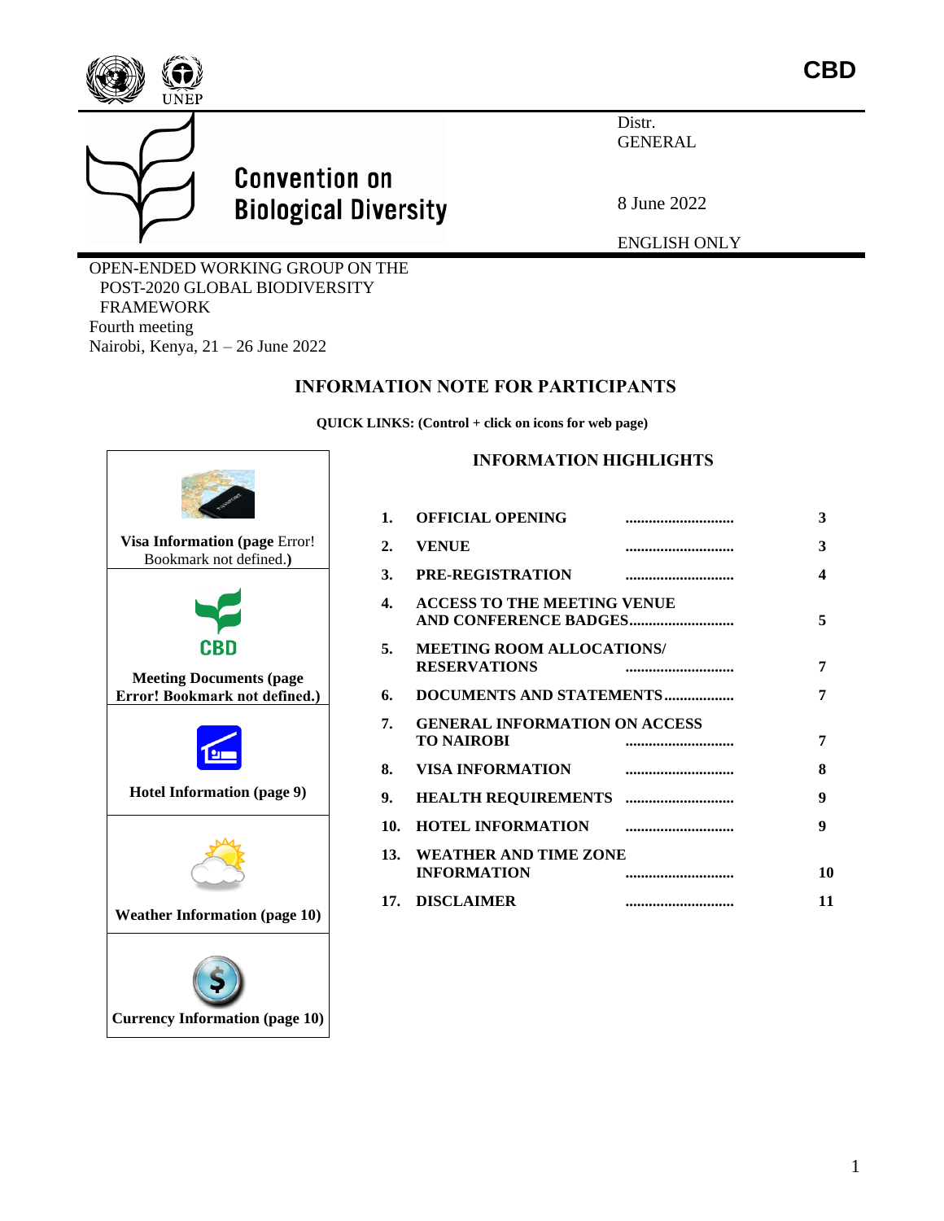CBD

Distr.
GENERAL

8 June 2022

ENGLISH ONLY

Convention on Biological Diversity

OPEN-ENDED WORKING GROUP ON THE POST-2020 GLOBAL BIODIVERSITY FRAMEWORK
Fourth meeting
Nairobi, Kenya, 21 – 26 June 2022

# INFORMATION NOTE FOR PARTICIPANTS

**QUICK LINKS: (Control + click on icons for web page)**

**Visa Information (page** Error! Bookmark not defined.**)**

**Meeting Documents (page Error! Bookmark not defined.)**

**Hotel Information (page 9)**

**Weather Information (page 10)**

**Currency Information (page 10)**

## INFORMATION HIGHLIGHTS

| | | |
|---|---|---|
| **1.** | **OFFICIAL OPENING** ............................ | **3** |
| **2.** | **VENUE** ............................ | **3** |
| **3.** | **PRE-REGISTRATION** ............................ | **4** |
| **4.** | **ACCESS TO THE MEETING VENUE AND CONFERENCE BADGES**........................... | **5** |
| **5.** | **MEETING ROOM ALLOCATIONS/ RESERVATIONS** ............................ | **7** |
| **6.** | **DOCUMENTS AND STATEMENTS**.................. | **7** |
| **7.** | **GENERAL INFORMATION ON ACCESS TO NAIROBI** ............................ | **7** |
| **8.** | **VISA INFORMATION** ............................ | **8** |
| **9.** | **HEALTH REQUIREMENTS** ............................ | **9** |
| **10.** | **HOTEL INFORMATION** ............................ | **9** |
| **13.** | **WEATHER AND TIME ZONE INFORMATION** ............................ | **10** |
| **17.** | **DISCLAIMER** ............................ | **11** |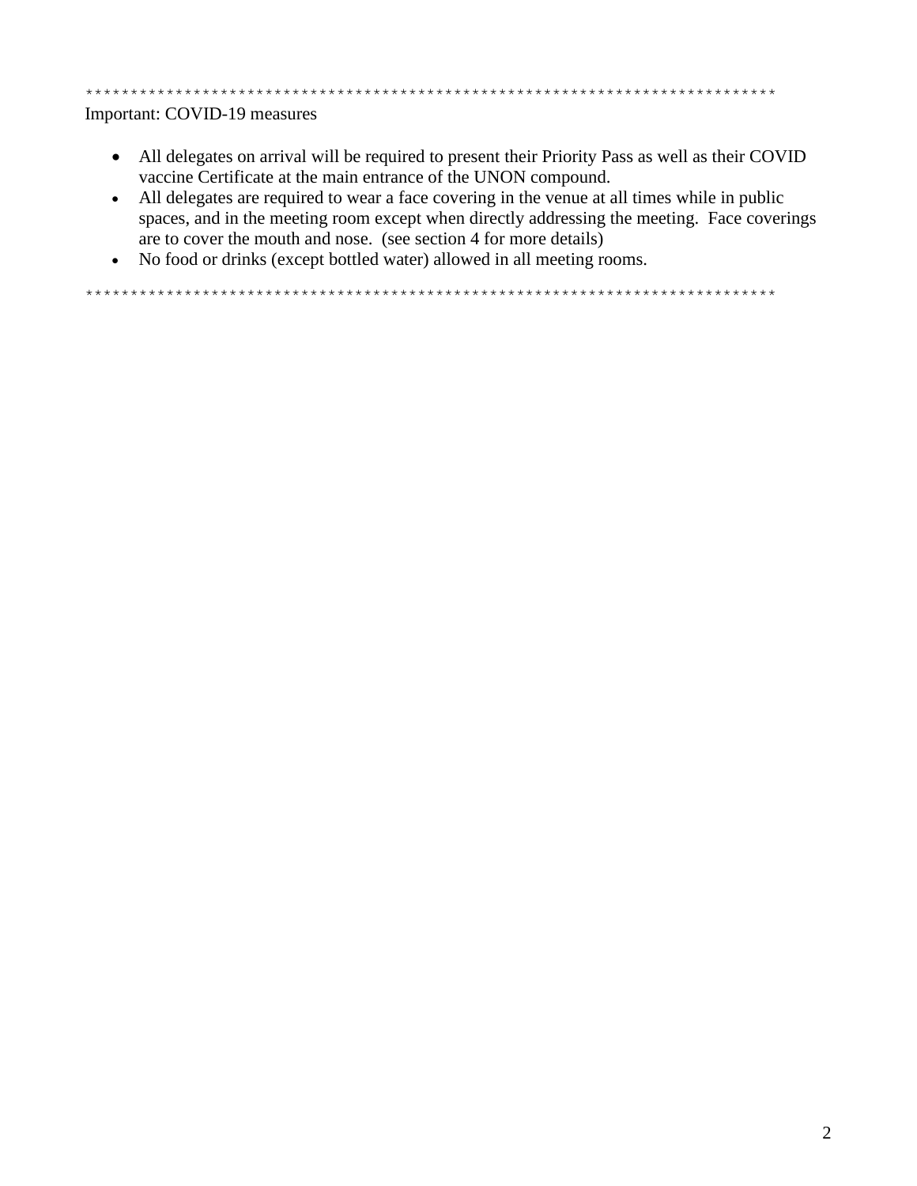*******************************************************************************

Important: COVID-19 measures

- All delegates on arrival will be required to present their Priority Pass as well as their COVID vaccine Certificate at the main entrance of the UNON compound.
- All delegates are required to wear a face covering in the venue at all times while in public spaces, and in the meeting room except when directly addressing the meeting. Face coverings are to cover the mouth and nose. (see section 4 for more details)
- No food or drinks (except bottled water) allowed in all meeting rooms.

*******************************************************************************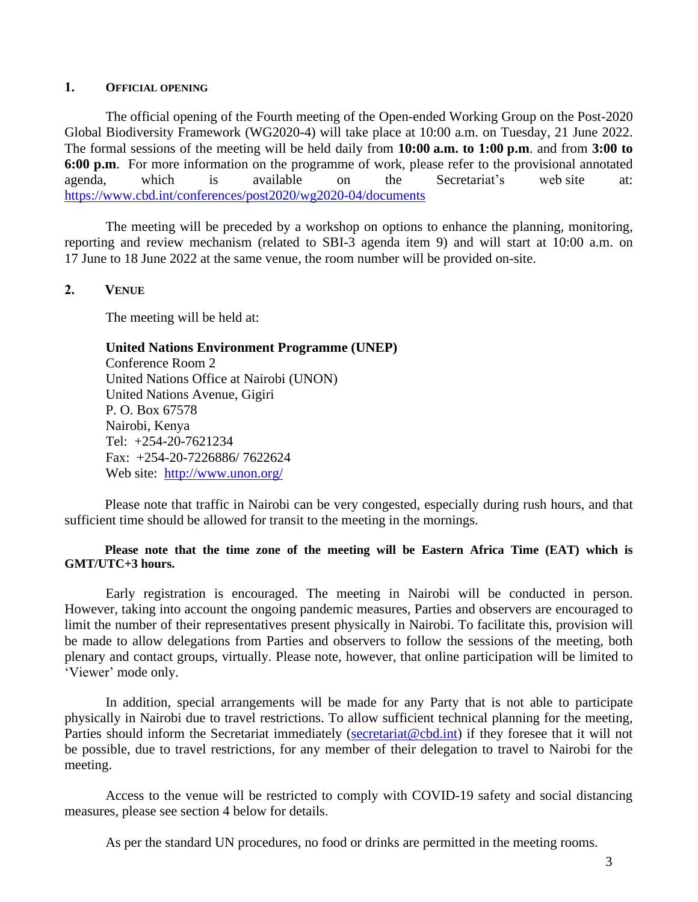## 1. OFFICIAL OPENING

The official opening of the Fourth meeting of the Open-ended Working Group on the Post-2020 Global Biodiversity Framework (WG2020-4) will take place at 10:00 a.m. on Tuesday, 21 June 2022. The formal sessions of the meeting will be held daily from **10:00 a.m. to 1:00 p.m**. and from **3:00 to 6:00 p.m**. For more information on the programme of work, please refer to the provisional annotated agenda, which is available on the Secretariat's web site at: https://www.cbd.int/conferences/post2020/wg2020-04/documents

The meeting will be preceded by a workshop on options to enhance the planning, monitoring, reporting and review mechanism (related to SBI-3 agenda item 9) and will start at 10:00 a.m. on 17 June to 18 June 2022 at the same venue, the room number will be provided on-site.

## 2. VENUE

The meeting will be held at:

**United Nations Environment Programme (UNEP)**
Conference Room 2
United Nations Office at Nairobi (UNON)
United Nations Avenue, Gigiri
P. O. Box 67578
Nairobi, Kenya
Tel: +254-20-7621234
Fax: +254-20-7226886/ 7622624
Web site: http://www.unon.org/

Please note that traffic in Nairobi can be very congested, especially during rush hours, and that sufficient time should be allowed for transit to the meeting in the mornings.

**Please note that the time zone of the meeting will be Eastern Africa Time (EAT) which is GMT/UTC+3 hours.**

Early registration is encouraged. The meeting in Nairobi will be conducted in person. However, taking into account the ongoing pandemic measures, Parties and observers are encouraged to limit the number of their representatives present physically in Nairobi. To facilitate this, provision will be made to allow delegations from Parties and observers to follow the sessions of the meeting, both plenary and contact groups, virtually. Please note, however, that online participation will be limited to 'Viewer' mode only.

In addition, special arrangements will be made for any Party that is not able to participate physically in Nairobi due to travel restrictions. To allow sufficient technical planning for the meeting, Parties should inform the Secretariat immediately (secretariat@cbd.int) if they foresee that it will not be possible, due to travel restrictions, for any member of their delegation to travel to Nairobi for the meeting.

Access to the venue will be restricted to comply with COVID-19 safety and social distancing measures, please see section 4 below for details.

As per the standard UN procedures, no food or drinks are permitted in the meeting rooms.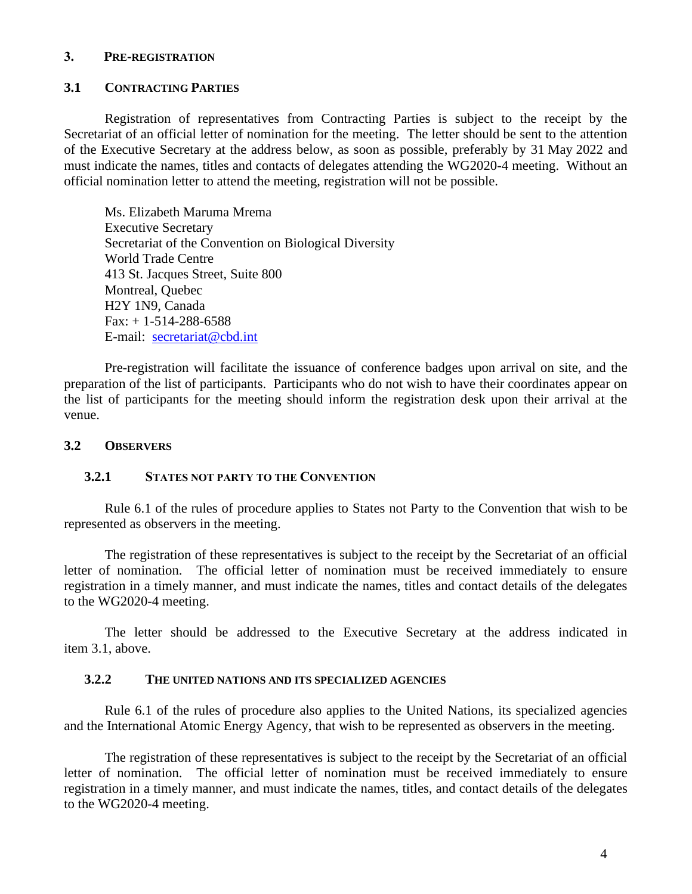## 3. Pre-registration

### 3.1 Contracting Parties

Registration of representatives from Contracting Parties is subject to the receipt by the Secretariat of an official letter of nomination for the meeting. The letter should be sent to the attention of the Executive Secretary at the address below, as soon as possible, preferably by 31 May 2022 and must indicate the names, titles and contacts of delegates attending the WG2020-4 meeting. Without an official nomination letter to attend the meeting, registration will not be possible.

Ms. Elizabeth Maruma Mrema
Executive Secretary
Secretariat of the Convention on Biological Diversity
World Trade Centre
413 St. Jacques Street, Suite 800
Montreal, Quebec
H2Y 1N9, Canada
Fax: + 1-514-288-6588
E-mail: secretariat@cbd.int

Pre-registration will facilitate the issuance of conference badges upon arrival on site, and the preparation of the list of participants. Participants who do not wish to have their coordinates appear on the list of participants for the meeting should inform the registration desk upon their arrival at the venue.

### 3.2 Observers

#### 3.2.1 States not party to the Convention

Rule 6.1 of the rules of procedure applies to States not Party to the Convention that wish to be represented as observers in the meeting.

The registration of these representatives is subject to the receipt by the Secretariat of an official letter of nomination. The official letter of nomination must be received immediately to ensure registration in a timely manner, and must indicate the names, titles and contact details of the delegates to the WG2020-4 meeting.

The letter should be addressed to the Executive Secretary at the address indicated in item 3.1, above.

#### 3.2.2 The United Nations and its specialized agencies

Rule 6.1 of the rules of procedure also applies to the United Nations, its specialized agencies and the International Atomic Energy Agency, that wish to be represented as observers in the meeting.

The registration of these representatives is subject to the receipt by the Secretariat of an official letter of nomination. The official letter of nomination must be received immediately to ensure registration in a timely manner, and must indicate the names, titles, and contact details of the delegates to the WG2020-4 meeting.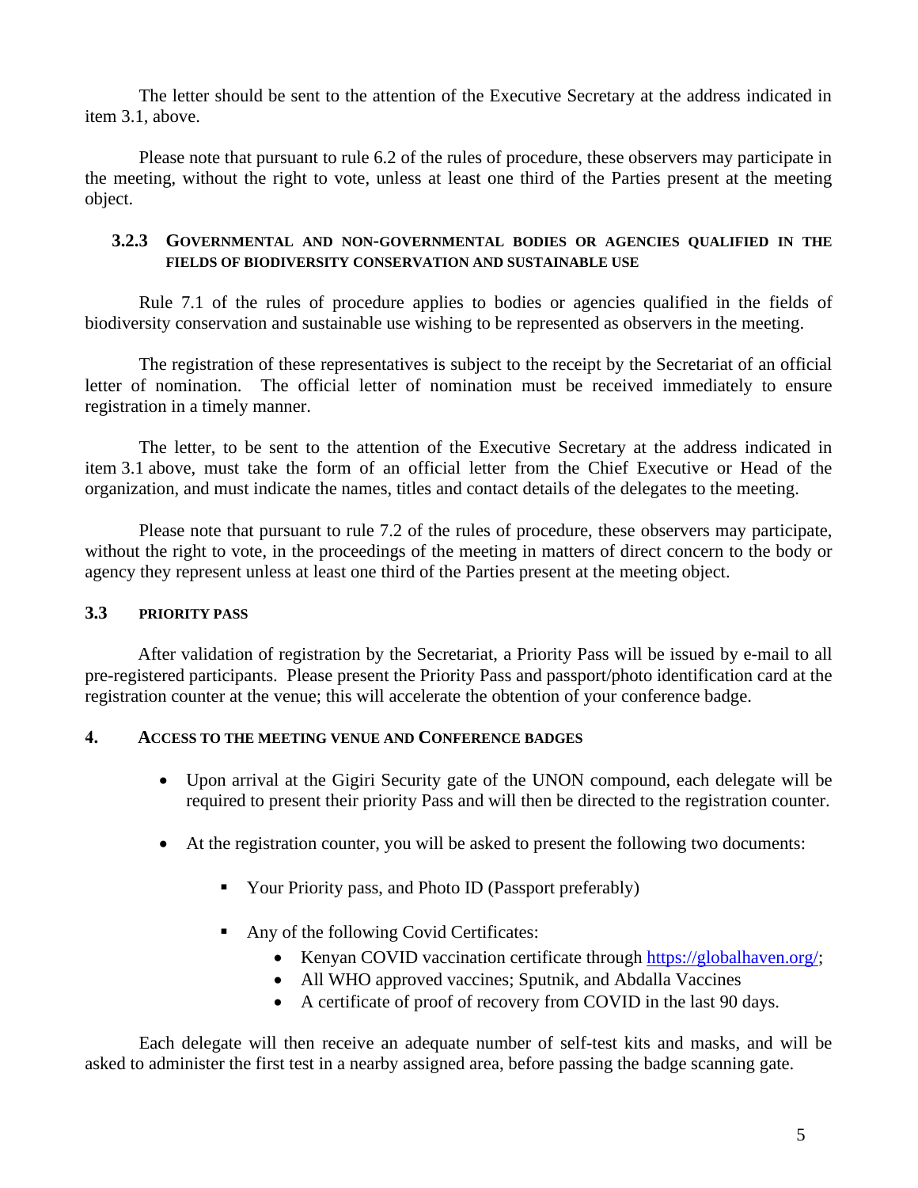The letter should be sent to the attention of the Executive Secretary at the address indicated in item 3.1, above.

Please note that pursuant to rule 6.2 of the rules of procedure, these observers may participate in the meeting, without the right to vote, unless at least one third of the Parties present at the meeting object.

### 3.2.3 Governmental and non-governmental bodies or agencies qualified in the fields of biodiversity conservation and sustainable use

Rule 7.1 of the rules of procedure applies to bodies or agencies qualified in the fields of biodiversity conservation and sustainable use wishing to be represented as observers in the meeting.

The registration of these representatives is subject to the receipt by the Secretariat of an official letter of nomination. The official letter of nomination must be received immediately to ensure registration in a timely manner.

The letter, to be sent to the attention of the Executive Secretary at the address indicated in item 3.1 above, must take the form of an official letter from the Chief Executive or Head of the organization, and must indicate the names, titles and contact details of the delegates to the meeting.

Please note that pursuant to rule 7.2 of the rules of procedure, these observers may participate, without the right to vote, in the proceedings of the meeting in matters of direct concern to the body or agency they represent unless at least one third of the Parties present at the meeting object.

### 3.3 Priority Pass

After validation of registration by the Secretariat, a Priority Pass will be issued by e-mail to all pre-registered participants. Please present the Priority Pass and passport/photo identification card at the registration counter at the venue; this will accelerate the obtention of your conference badge.

## 4. Access to the meeting venue and Conference badges

- Upon arrival at the Gigiri Security gate of the UNON compound, each delegate will be required to present their priority Pass and will then be directed to the registration counter.

- At the registration counter, you will be asked to present the following two documents:

  - Your Priority pass, and Photo ID (Passport preferably)

  - Any of the following Covid Certificates:
    - Kenyan COVID vaccination certificate through https://globalhaven.org/;
    - All WHO approved vaccines; Sputnik, and Abdalla Vaccines
    - A certificate of proof of recovery from COVID in the last 90 days.

Each delegate will then receive an adequate number of self-test kits and masks, and will be asked to administer the first test in a nearby assigned area, before passing the badge scanning gate.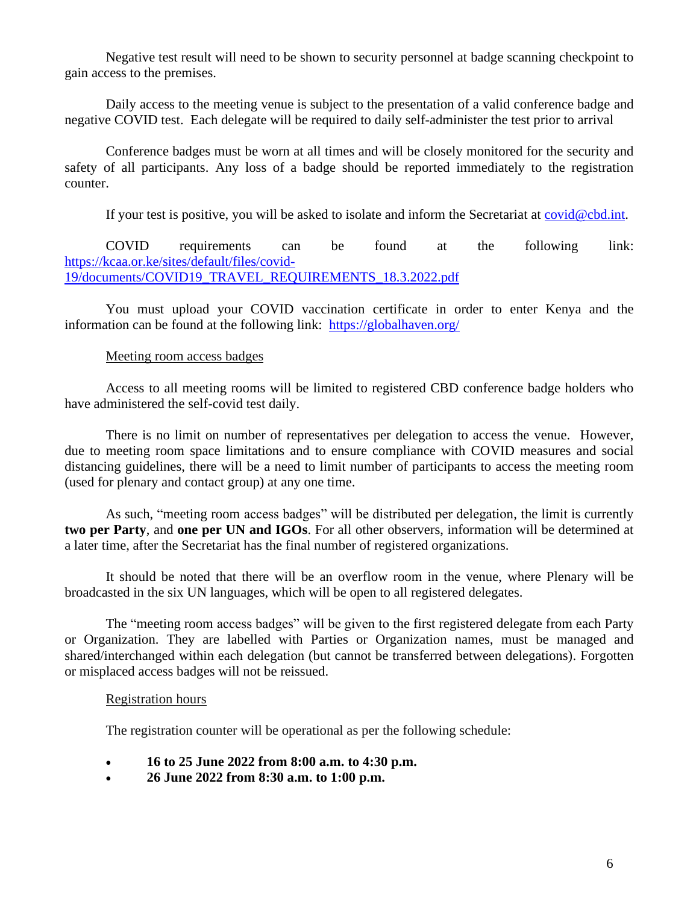Negative test result will need to be shown to security personnel at badge scanning checkpoint to gain access to the premises.

Daily access to the meeting venue is subject to the presentation of a valid conference badge and negative COVID test. Each delegate will be required to daily self-administer the test prior to arrival

Conference badges must be worn at all times and will be closely monitored for the security and safety of all participants. Any loss of a badge should be reported immediately to the registration counter.

If your test is positive, you will be asked to isolate and inform the Secretariat at [covid@cbd.int](mailto:covid@cbd.int).

COVID requirements can be found at the following link: [https://kcaa.or.ke/sites/default/files/covid-19/documents/COVID19_TRAVEL_REQUIREMENTS_18.3.2022.pdf](https://kcaa.or.ke/sites/default/files/covid-19/documents/COVID19_TRAVEL_REQUIREMENTS_18.3.2022.pdf)

You must upload your COVID vaccination certificate in order to enter Kenya and the information can be found at the following link: [https://globalhaven.org/](https://globalhaven.org/)

Meeting room access badges

Access to all meeting rooms will be limited to registered CBD conference badge holders who have administered the self-covid test daily.

There is no limit on number of representatives per delegation to access the venue. However, due to meeting room space limitations and to ensure compliance with COVID measures and social distancing guidelines, there will be a need to limit number of participants to access the meeting room (used for plenary and contact group) at any one time.

As such, "meeting room access badges" will be distributed per delegation, the limit is currently **two per Party**, and **one per UN and IGOs**. For all other observers, information will be determined at a later time, after the Secretariat has the final number of registered organizations.

It should be noted that there will be an overflow room in the venue, where Plenary will be broadcasted in the six UN languages, which will be open to all registered delegates.

The "meeting room access badges" will be given to the first registered delegate from each Party or Organization. They are labelled with Parties or Organization names, must be managed and shared/interchanged within each delegation (but cannot be transferred between delegations). Forgotten or misplaced access badges will not be reissued.

Registration hours

The registration counter will be operational as per the following schedule:

- **16 to 25 June 2022 from 8:00 a.m. to 4:30 p.m.**
- **26 June 2022 from 8:30 a.m. to 1:00 p.m.**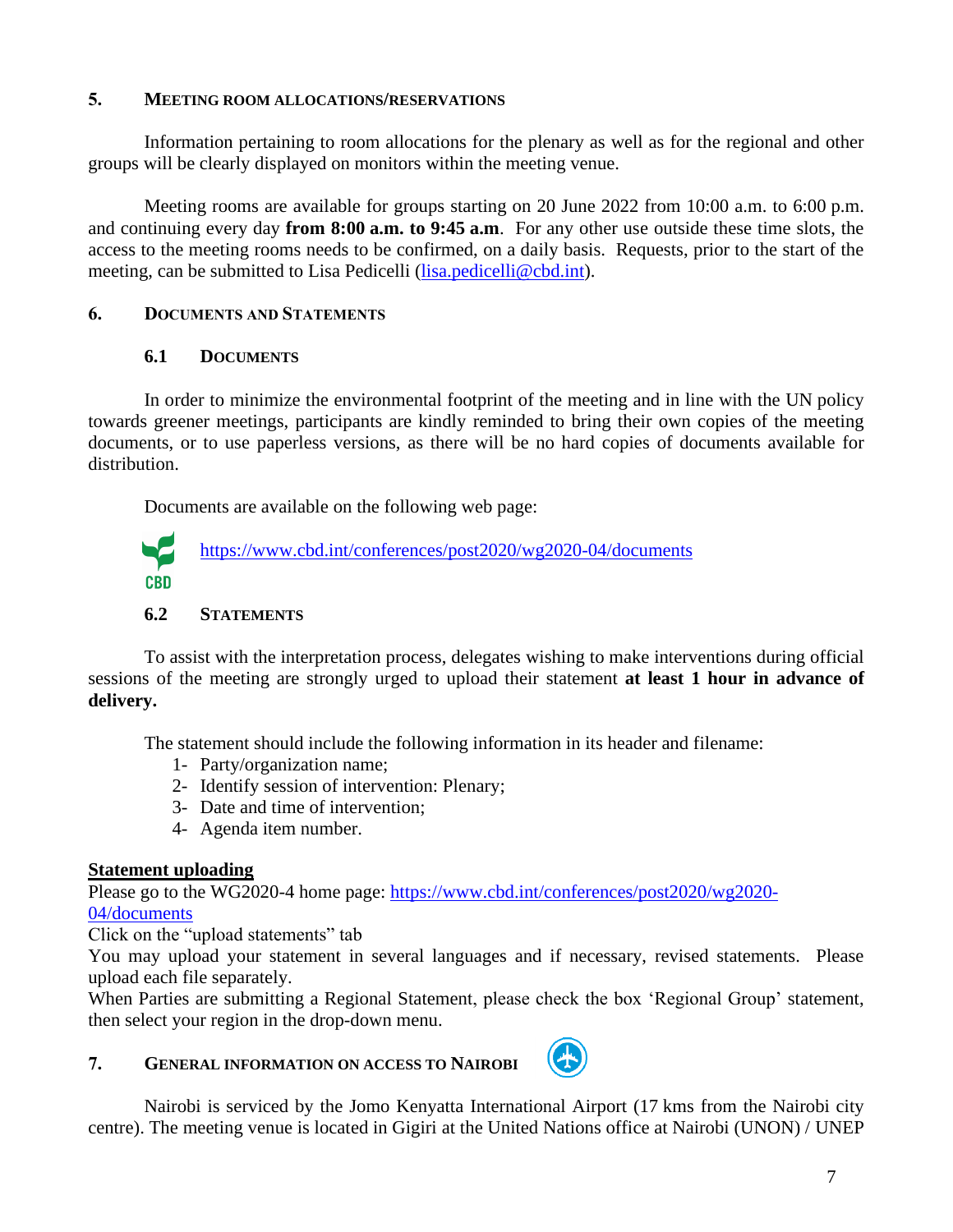## 5. Meeting room allocations/reservations

Information pertaining to room allocations for the plenary as well as for the regional and other groups will be clearly displayed on monitors within the meeting venue.

Meeting rooms are available for groups starting on 20 June 2022 from 10:00 a.m. to 6:00 p.m. and continuing every day **from 8:00 a.m. to 9:45 a.m**. For any other use outside these time slots, the access to the meeting rooms needs to be confirmed, on a daily basis. Requests, prior to the start of the meeting, can be submitted to Lisa Pedicelli (lisa.pedicelli@cbd.int).

## 6. Documents and Statements

### 6.1 Documents

In order to minimize the environmental footprint of the meeting and in line with the UN policy towards greener meetings, participants are kindly reminded to bring their own copies of the meeting documents, or to use paperless versions, as there will be no hard copies of documents available for distribution.

Documents are available on the following web page:

CBD https://www.cbd.int/conferences/post2020/wg2020-04/documents

### 6.2 Statements

To assist with the interpretation process, delegates wishing to make interventions during official sessions of the meeting are strongly urged to upload their statement **at least 1 hour in advance of delivery.**

The statement should include the following information in its header and filename:

1- Party/organization name;
2- Identify session of intervention: Plenary;
3- Date and time of intervention;
4- Agenda item number.

**Statement uploading**

Please go to the WG2020-4 home page: https://www.cbd.int/conferences/post2020/wg2020-04/documents
Click on the "upload statements" tab
You may upload your statement in several languages and if necessary, revised statements. Please upload each file separately.
When Parties are submitting a Regional Statement, please check the box 'Regional Group' statement, then select your region in the drop-down menu.

## 7. General information on access to Nairobi

Nairobi is serviced by the Jomo Kenyatta International Airport (17 kms from the Nairobi city centre). The meeting venue is located in Gigiri at the United Nations office at Nairobi (UNON) / UNEP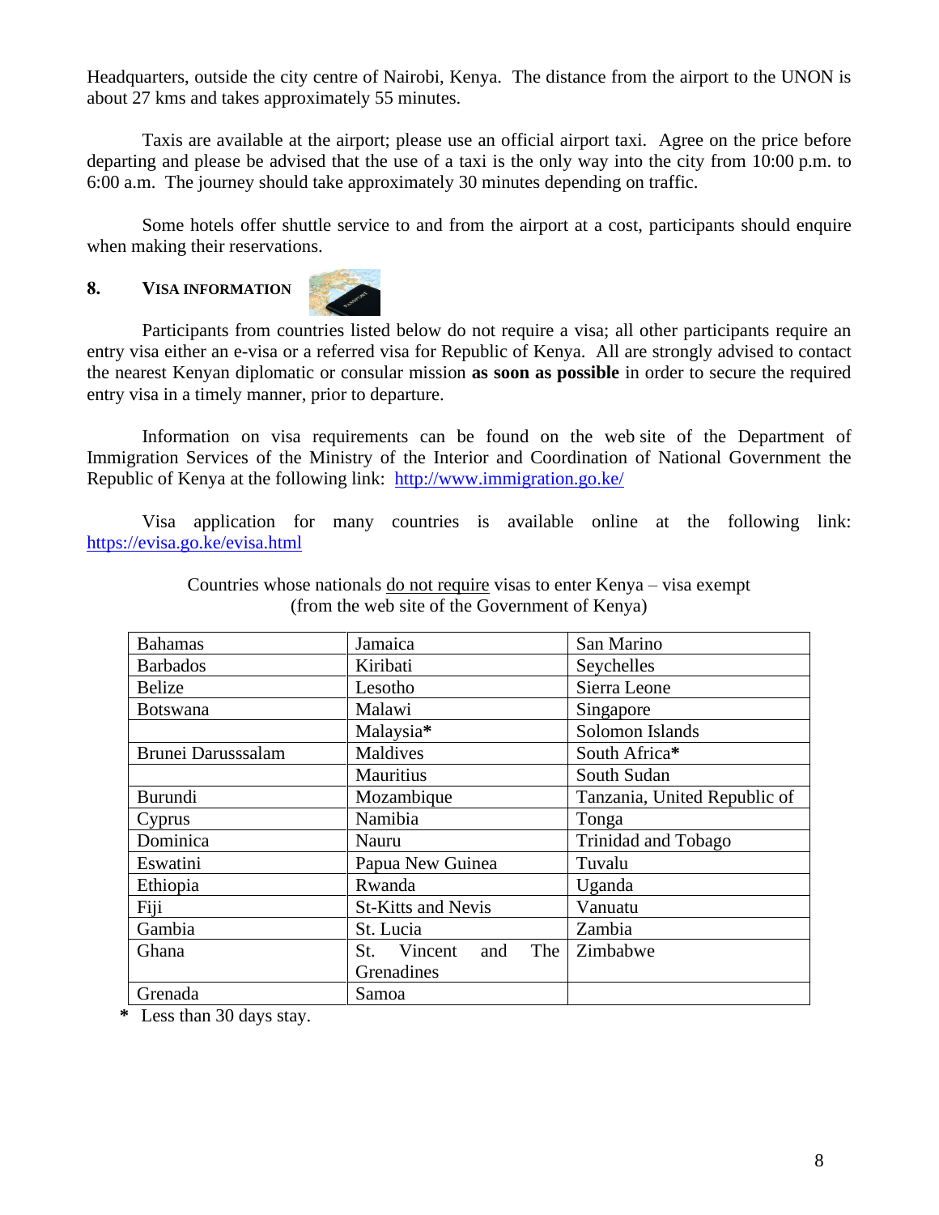Headquarters, outside the city centre of Nairobi, Kenya. The distance from the airport to the UNON is about 27 kms and takes approximately 55 minutes.

Taxis are available at the airport; please use an official airport taxi. Agree on the price before departing and please be advised that the use of a taxi is the only way into the city from 10:00 p.m. to 6:00 a.m. The journey should take approximately 30 minutes depending on traffic.

Some hotels offer shuttle service to and from the airport at a cost, participants should enquire when making their reservations.

## 8. VISA INFORMATION

Participants from countries listed below do not require a visa; all other participants require an entry visa either an e-visa or a referred visa for Republic of Kenya. All are strongly advised to contact the nearest Kenyan diplomatic or consular mission **as soon as possible** in order to secure the required entry visa in a timely manner, prior to departure.

Information on visa requirements can be found on the web site of the Department of Immigration Services of the Ministry of the Interior and Coordination of National Government the Republic of Kenya at the following link: http://www.immigration.go.ke/

Visa application for many countries is available online at the following link: https://evisa.go.ke/evisa.html

Countries whose nationals do not require visas to enter Kenya – visa exempt
(from the web site of the Government of Kenya)

| | | |
|---|---|---|
| Bahamas | Jamaica | San Marino |
| Barbados | Kiribati | Seychelles |
| Belize | Lesotho | Sierra Leone |
| Botswana | Malawi | Singapore |
| | Malaysia* | Solomon Islands |
| Brunei Darusssalam | Maldives | South Africa* |
| | Mauritius | South Sudan |
| Burundi | Mozambique | Tanzania, United Republic of |
| Cyprus | Namibia | Tonga |
| Dominica | Nauru | Trinidad and Tobago |
| Eswatini | Papua New Guinea | Tuvalu |
| Ethiopia | Rwanda | Uganda |
| Fiji | St-Kitts and Nevis | Vanuatu |
| Gambia | St. Lucia | Zambia |
| Ghana | St. Vincent and The Grenadines | Zimbabwe |
| Grenada | Samoa | |

\* Less than 30 days stay.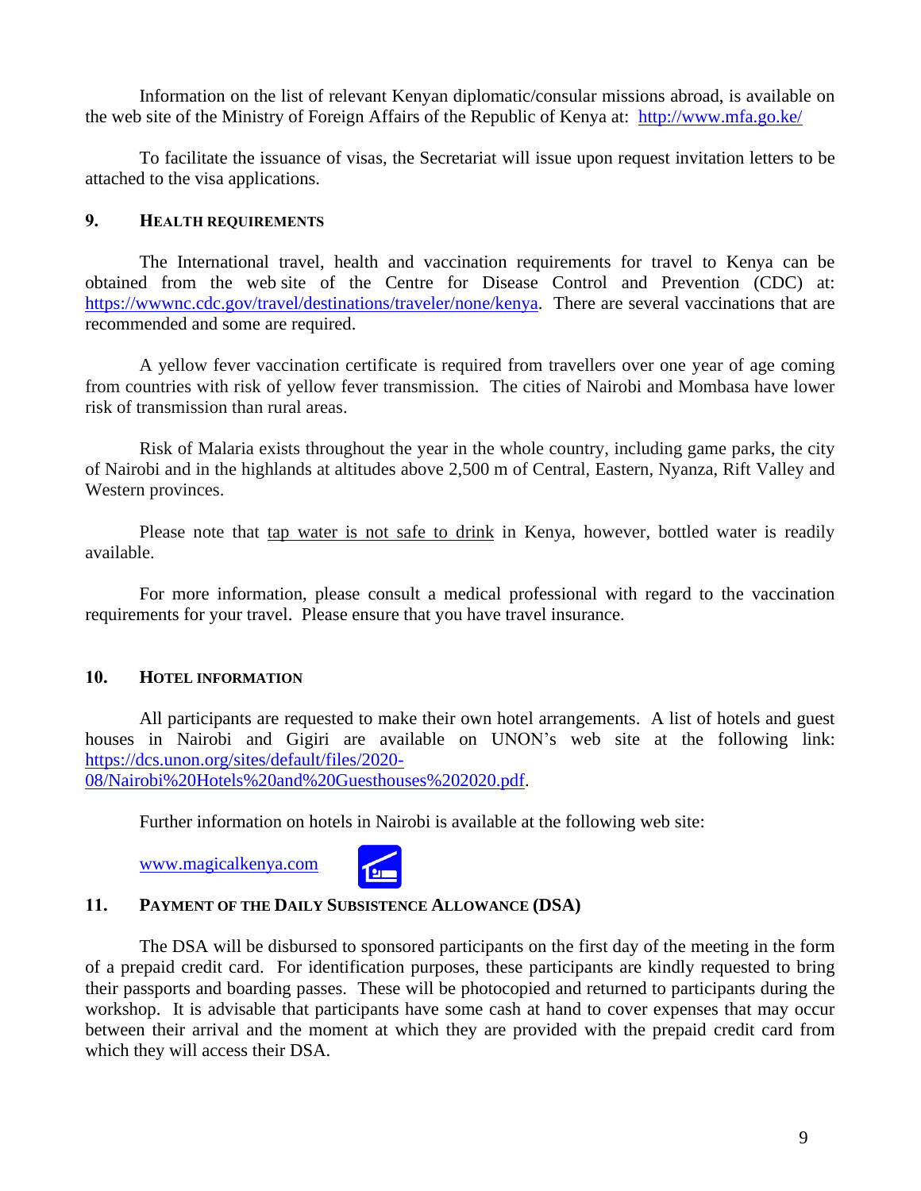Information on the list of relevant Kenyan diplomatic/consular missions abroad, is available on the web site of the Ministry of Foreign Affairs of the Republic of Kenya at: [http://www.mfa.go.ke/](http://www.mfa.go.ke/)

To facilitate the issuance of visas, the Secretariat will issue upon request invitation letters to be attached to the visa applications.

## 9. HEALTH REQUIREMENTS

The International travel, health and vaccination requirements for travel to Kenya can be obtained from the web site of the Centre for Disease Control and Prevention (CDC) at: [https://wwwnc.cdc.gov/travel/destinations/traveler/none/kenya](https://wwwnc.cdc.gov/travel/destinations/traveler/none/kenya). There are several vaccinations that are recommended and some are required.

A yellow fever vaccination certificate is required from travellers over one year of age coming from countries with risk of yellow fever transmission. The cities of Nairobi and Mombasa have lower risk of transmission than rural areas.

Risk of Malaria exists throughout the year in the whole country, including game parks, the city of Nairobi and in the highlands at altitudes above 2,500 m of Central, Eastern, Nyanza, Rift Valley and Western provinces.

Please note that tap water is not safe to drink in Kenya, however, bottled water is readily available.

For more information, please consult a medical professional with regard to the vaccination requirements for your travel. Please ensure that you have travel insurance.

## 10. HOTEL INFORMATION

All participants are requested to make their own hotel arrangements. A list of hotels and guest houses in Nairobi and Gigiri are available on UNON's web site at the following link: [https://dcs.unon.org/sites/default/files/2020-08/Nairobi%20Hotels%20and%20Guesthouses%202020.pdf](https://dcs.unon.org/sites/default/files/2020-08/Nairobi%20Hotels%20and%20Guesthouses%202020.pdf).

Further information on hotels in Nairobi is available at the following web site:

[www.magicalkenya.com](http://www.magicalkenya.com)

## 11. PAYMENT OF THE DAILY SUBSISTENCE ALLOWANCE (DSA)

The DSA will be disbursed to sponsored participants on the first day of the meeting in the form of a prepaid credit card. For identification purposes, these participants are kindly requested to bring their passports and boarding passes. These will be photocopied and returned to participants during the workshop. It is advisable that participants have some cash at hand to cover expenses that may occur between their arrival and the moment at which they are provided with the prepaid credit card from which they will access their DSA.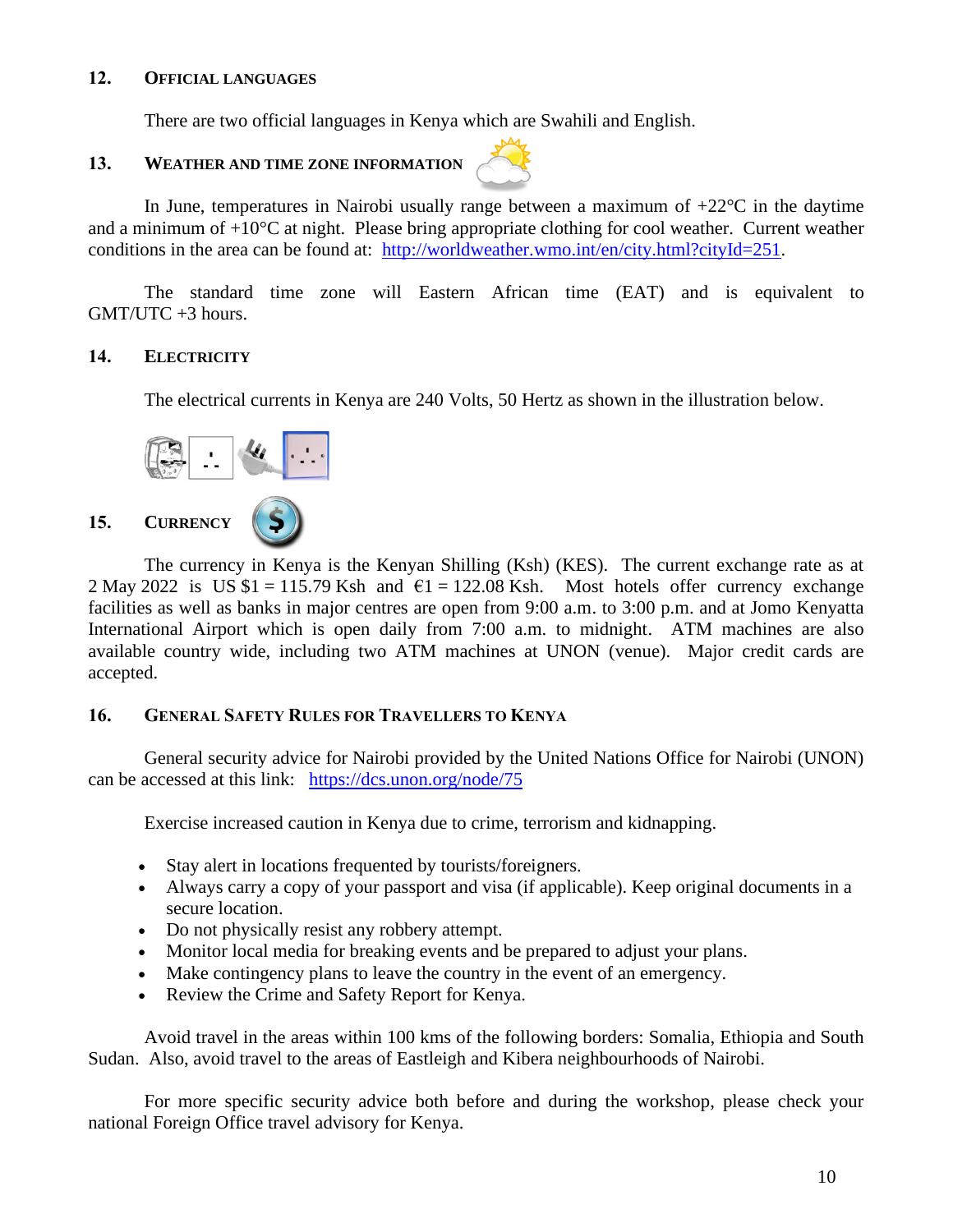## 12. Official Languages

There are two official languages in Kenya which are Swahili and English.

## 13. Weather and Time Zone Information

In June, temperatures in Nairobi usually range between a maximum of +22°C in the daytime and a minimum of +10°C at night. Please bring appropriate clothing for cool weather. Current weather conditions in the area can be found at: http://worldweather.wmo.int/en/city.html?cityId=251.

The standard time zone will Eastern African time (EAT) and is equivalent to GMT/UTC +3 hours.

## 14. Electricity

The electrical currents in Kenya are 240 Volts, 50 Hertz as shown in the illustration below.

## 15. Currency

The currency in Kenya is the Kenyan Shilling (Ksh) (KES). The current exchange rate as at 2 May 2022 is US $1 = 115.79 Ksh and €1 = 122.08 Ksh. Most hotels offer currency exchange facilities as well as banks in major centres are open from 9:00 a.m. to 3:00 p.m. and at Jomo Kenyatta International Airport which is open daily from 7:00 a.m. to midnight. ATM machines are also available country wide, including two ATM machines at UNON (venue). Major credit cards are accepted.

## 16. General Safety Rules for Travellers to Kenya

General security advice for Nairobi provided by the United Nations Office for Nairobi (UNON) can be accessed at this link: https://dcs.unon.org/node/75

Exercise increased caution in Kenya due to crime, terrorism and kidnapping.

- Stay alert in locations frequented by tourists/foreigners.
- Always carry a copy of your passport and visa (if applicable). Keep original documents in a secure location.
- Do not physically resist any robbery attempt.
- Monitor local media for breaking events and be prepared to adjust your plans.
- Make contingency plans to leave the country in the event of an emergency.
- Review the Crime and Safety Report for Kenya.

Avoid travel in the areas within 100 kms of the following borders: Somalia, Ethiopia and South Sudan. Also, avoid travel to the areas of Eastleigh and Kibera neighbourhoods of Nairobi.

For more specific security advice both before and during the workshop, please check your national Foreign Office travel advisory for Kenya.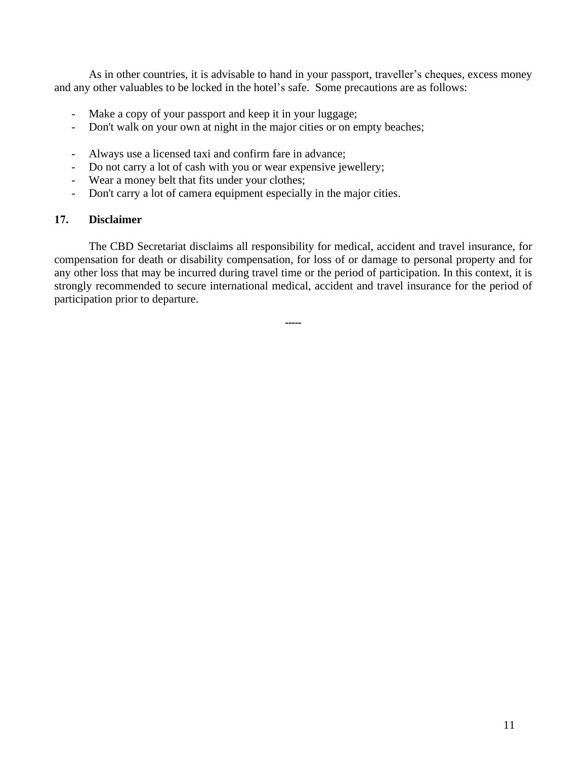As in other countries, it is advisable to hand in your passport, traveller's cheques, excess money and any other valuables to be locked in the hotel's safe. Some precautions are as follows:

- Make a copy of your passport and keep it in your luggage;
- Don't walk on your own at night in the major cities or on empty beaches;

- Always use a licensed taxi and confirm fare in advance;
- Do not carry a lot of cash with you or wear expensive jewellery;
- Wear a money belt that fits under your clothes;
- Don't carry a lot of camera equipment especially in the major cities.

## 17. Disclaimer

The CBD Secretariat disclaims all responsibility for medical, accident and travel insurance, for compensation for death or disability compensation, for loss of or damage to personal property and for any other loss that may be incurred during travel time or the period of participation. In this context, it is strongly recommended to secure international medical, accident and travel insurance for the period of participation prior to departure.

-----